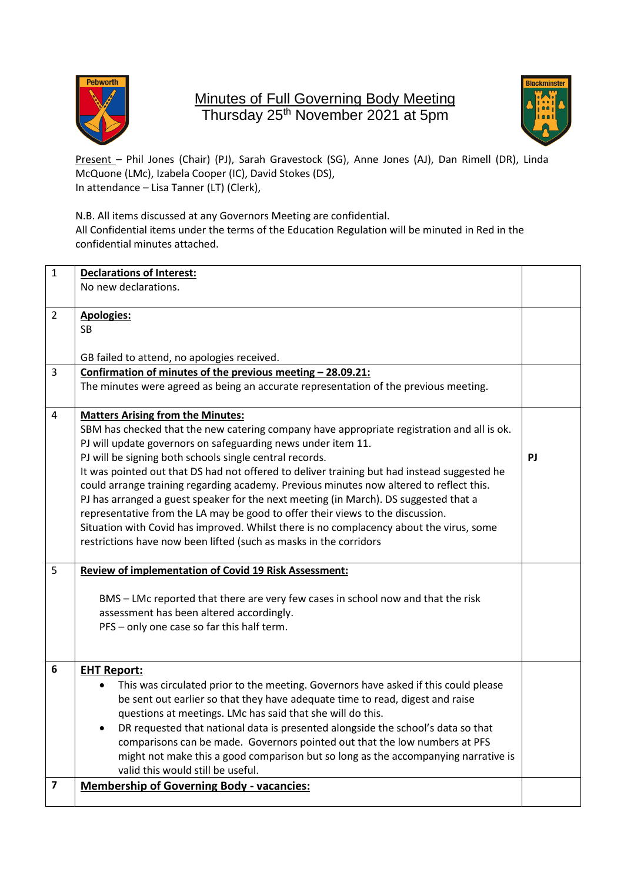# Minutes of Full Governing Body Meeting
## Thursday 25th November 2021 at 5pm

Present – Phil Jones (Chair) (PJ), Sarah Gravestock (SG), Anne Jones (AJ), Dan Rimell (DR), Linda McQuone (LMc), Izabela Cooper (IC), David Stokes (DS),
In attendance – Lisa Tanner (LT) (Clerk),

N.B. All items discussed at any Governors Meeting are confidential.
All Confidential items under the terms of the Education Regulation will be minuted in Red in the confidential minutes attached.

| | | |
|---|---|---|
| 1 | **Declarations of Interest:**<br>No new declarations. | |
| 2 | **Apologies:**<br>SB<br><br>GB failed to attend, no apologies received. | |
| 3 | **Confirmation of minutes of the previous meeting – 28.09.21:**<br>The minutes were agreed as being an accurate representation of the previous meeting. | |
| 4 | **Matters Arising from the Minutes:**<br>SBM has checked that the new catering company have appropriate registration and all is ok.<br>PJ will update governors on safeguarding news under item 11.<br>PJ will be signing both schools single central records.<br>It was pointed out that DS had not offered to deliver training but had instead suggested he could arrange training regarding academy. Previous minutes now altered to reflect this.<br>PJ has arranged a guest speaker for the next meeting (in March). DS suggested that a representative from the LA may be good to offer their views to the discussion.<br>Situation with Covid has improved. Whilst there is no complacency about the virus, some restrictions have now been lifted (such as masks in the corridors | **PJ** |
| 5 | **Review of implementation of Covid 19 Risk Assessment:**<br><br>BMS – LMc reported that there are very few cases in school now and that the risk assessment has been altered accordingly.<br>PFS – only one case so far this half term. | |
| **6** | **EHT Report:**<br>• This was circulated prior to the meeting. Governors have asked if this could please be sent out earlier so that they have adequate time to read, digest and raise questions at meetings. LMc has said that she will do this.<br>• DR requested that national data is presented alongside the school's data so that comparisons can be made. Governors pointed out that the low numbers at PFS might not make this a good comparison but so long as the accompanying narrative is valid this would still be useful. | |
| **7** | **Membership of Governing Body - vacancies:** | |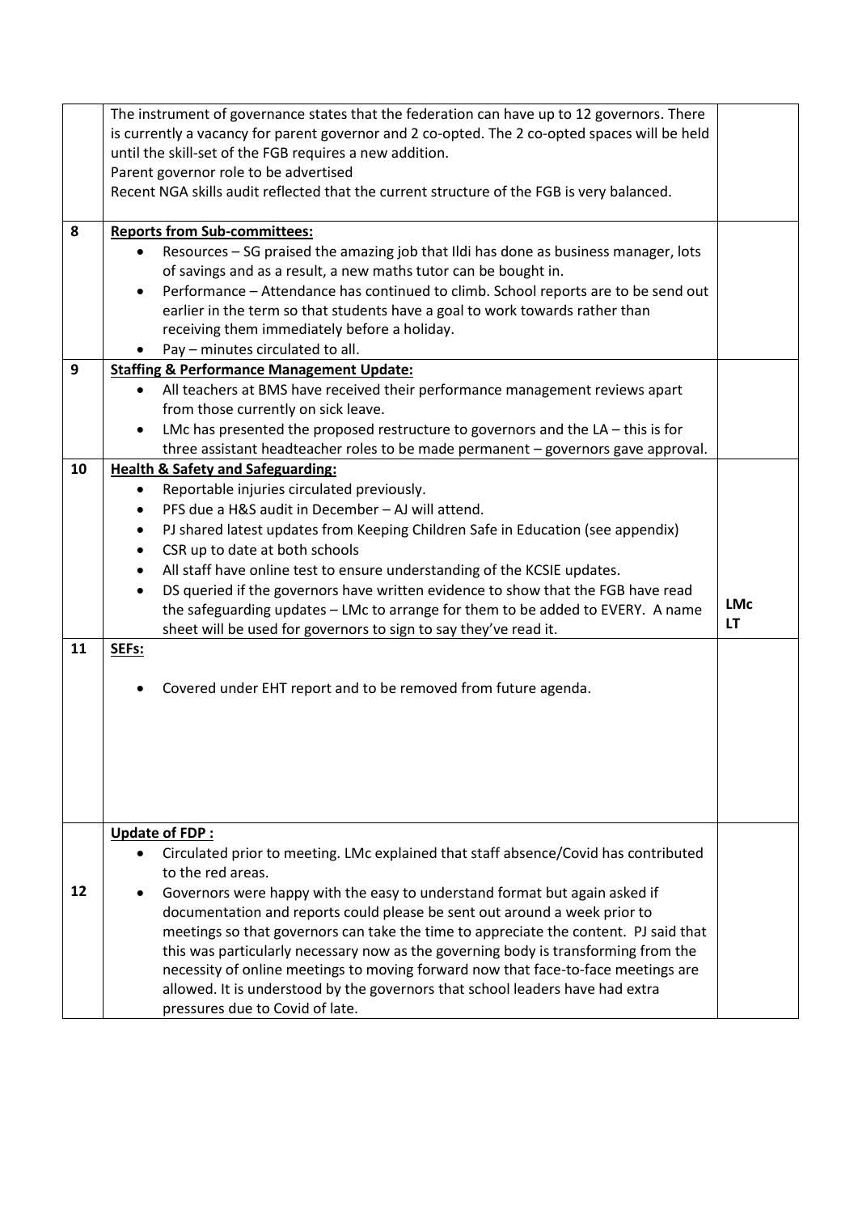| | | |
|---|---|---|
| | The instrument of governance states that the federation can have up to 12 governors. There is currently a vacancy for parent governor and 2 co-opted. The 2 co-opted spaces will be held until the skill-set of the FGB requires a new addition.<br>Parent governor role to be advertised<br>Recent NGA skills audit reflected that the current structure of the FGB is very balanced. | |
| 8 | **<u>Reports from Sub-committees:</u>**<br>• Resources – SG praised the amazing job that Ildi has done as business manager, lots of savings and as a result, a new maths tutor can be bought in.<br>• Performance – Attendance has continued to climb. School reports are to be send out earlier in the term so that students have a goal to work towards rather than receiving them immediately before a holiday.<br>• Pay – minutes circulated to all. | |
| 9 | **<u>Staffing & Performance Management Update:</u>**<br>• All teachers at BMS have received their performance management reviews apart from those currently on sick leave.<br>• LMc has presented the proposed restructure to governors and the LA – this is for three assistant headteacher roles to be made permanent – governors gave approval. | |
| 10 | **<u>Health & Safety and Safeguarding:</u>**<br>• Reportable injuries circulated previously.<br>• PFS due a H&S audit in December – AJ will attend.<br>• PJ shared latest updates from Keeping Children Safe in Education (see appendix)<br>• CSR up to date at both schools<br>• All staff have online test to ensure understanding of the KCSIE updates.<br>• DS queried if the governors have written evidence to show that the FGB have read the safeguarding updates – LMc to arrange for them to be added to EVERY. A name sheet will be used for governors to sign to say they've read it. | **LMc**<br>**LT** |
| 11 | **<u>SEFs:</u>**<br>• Covered under EHT report and to be removed from future agenda. | |
| 12 | **<u>Update of FDP :</u>**<br>• Circulated prior to meeting. LMc explained that staff absence/Covid has contributed to the red areas.<br>• Governors were happy with the easy to understand format but again asked if documentation and reports could please be sent out around a week prior to meetings so that governors can take the time to appreciate the content. PJ said that this was particularly necessary now as the governing body is transforming from the necessity of online meetings to moving forward now that face-to-face meetings are allowed. It is understood by the governors that school leaders have had extra pressures due to Covid of late. | |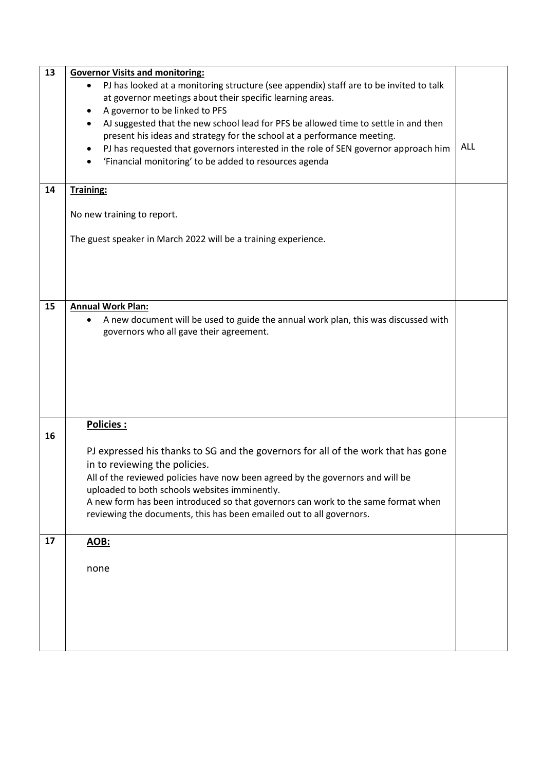| | | |
|---|---|---|
| 13 | **Governor Visits and monitoring:**<br>• PJ has looked at a monitoring structure (see appendix) staff are to be invited to talk at governor meetings about their specific learning areas.<br>• A governor to be linked to PFS<br>• AJ suggested that the new school lead for PFS be allowed time to settle in and then present his ideas and strategy for the school at a performance meeting.<br>• PJ has requested that governors interested in the role of SEN governor approach him<br>• 'Financial monitoring' to be added to resources agenda | ALL |
| 14 | **Training:**<br><br>No new training to report.<br><br>The guest speaker in March 2022 will be a training experience. | |
| 15 | **Annual Work Plan:**<br>• A new document will be used to guide the annual work plan, this was discussed with governors who all gave their agreement. | |
| 16 | **Policies :**<br><br>PJ expressed his thanks to SG and the governors for all of the work that has gone in to reviewing the policies.<br>All of the reviewed policies have now been agreed by the governors and will be uploaded to both schools websites imminently.<br>A new form has been introduced so that governors can work to the same format when reviewing the documents, this has been emailed out to all governors. | |
| 17 | **AOB:**<br><br>none | |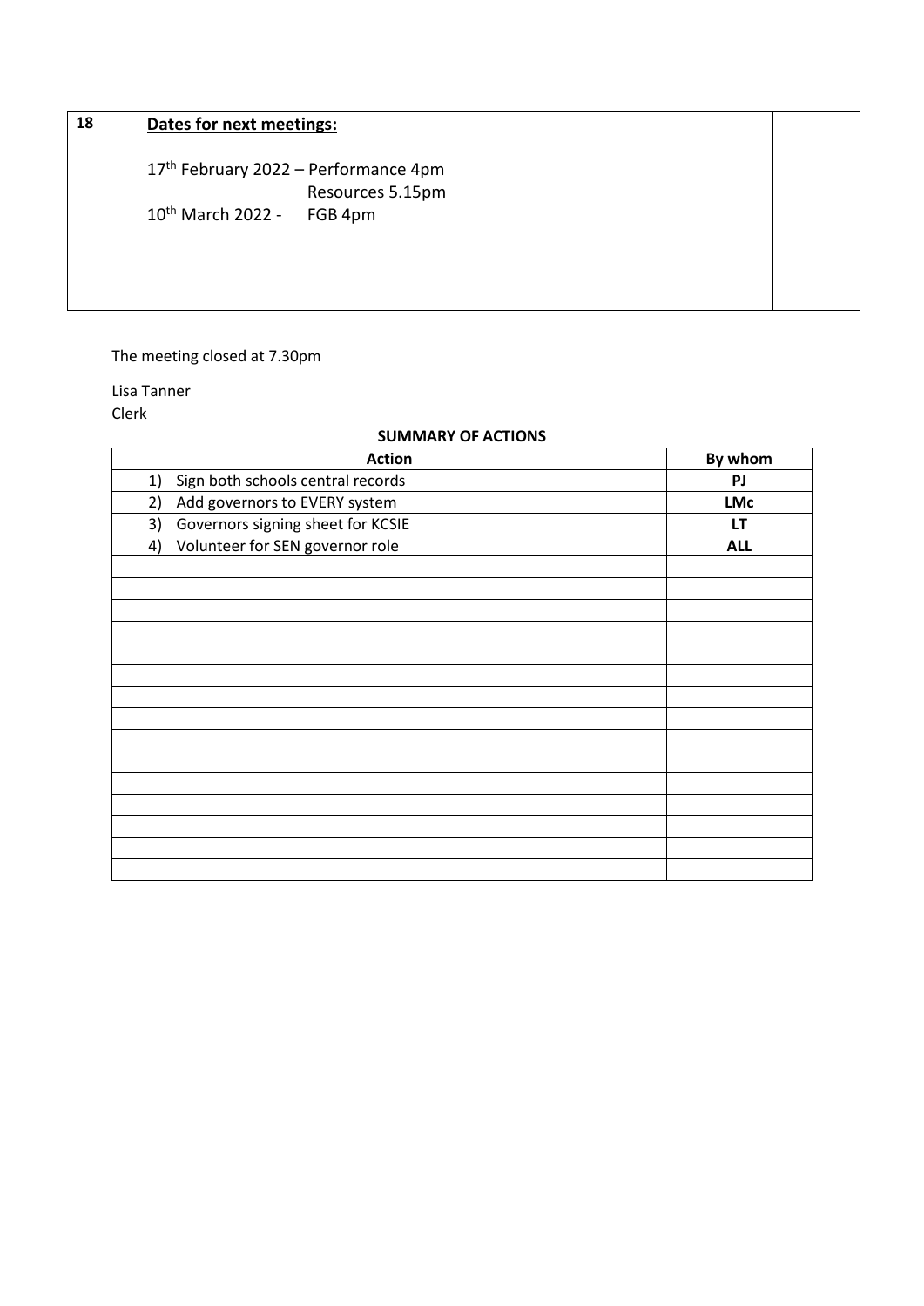| 18 | **Dates for next meetings:**<br><br>17th February 2022 – Performance 4pm<br>Resources 5.15pm<br>10th March 2022 - FGB 4pm | |
|---|---|---|

The meeting closed at 7.30pm

Lisa Tanner
Clerk

**SUMMARY OF ACTIONS**

| Action | By whom |
|---|---|
| 1) Sign both schools central records | **PJ** |
| 2) Add governors to EVERY system | **LMc** |
| 3) Governors signing sheet for KCSIE | **LT** |
| 4) Volunteer for SEN governor role | **ALL** |
| | |
| | |
| | |
| | |
| | |
| | |
| | |
| | |
| | |
| | |
| | |
| | |
| | |
| | |
| | |